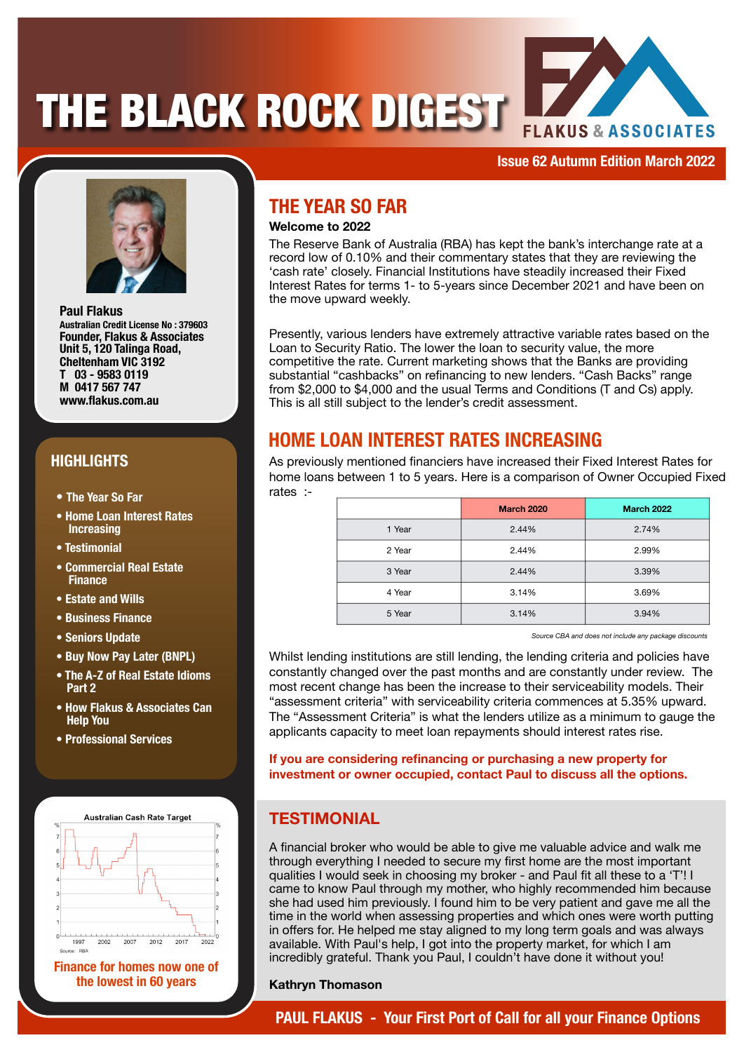# THE BLACK ROCK DIGEST

FLAKUS & ASSOCIATES

**Issue 62 Autumn Edition March 2022**

**Paul Flakus**
**Australian Credit License No : 379603**
**Founder, Flakus & Associates**
**Unit 5, 120 Talinga Road,**
**Cheltenham VIC 3192**
**T 03 - 9583 0119**
**M 0417 567 747**
**www.flakus.com.au**

## HIGHLIGHTS

- The Year So Far
- Home Loan Interest Rates Increasing
- Testimonial
- Commercial Real Estate Finance
- Estate and Wills
- Business Finance
- Seniors Update
- Buy Now Pay Later (BNPL)
- The A-Z of Real Estate Idioms Part 2
- How Flakus & Associates Can Help You
- Professional Services

Australian Cash Rate Target

Source: RBA

**Finance for homes now one of the lowest in 60 years**

## THE YEAR SO FAR

**Welcome to 2022**

The Reserve Bank of Australia (RBA) has kept the bank's interchange rate at a record low of 0.10% and their commentary states that they are reviewing the 'cash rate' closely. Financial Institutions have steadily increased their Fixed Interest Rates for terms 1- to 5-years since December 2021 and have been on the move upward weekly.

Presently, various lenders have extremely attractive variable rates based on the Loan to Security Ratio. The lower the loan to security value, the more competitive the rate. Current marketing shows that the Banks are providing substantial "cashbacks" on refinancing to new lenders. "Cash Backs" range from $2,000 to $4,000 and the usual Terms and Conditions (T and Cs) apply. This is all still subject to the lender's credit assessment.

## HOME LOAN INTEREST RATES INCREASING

As previously mentioned financiers have increased their Fixed Interest Rates for home loans between 1 to 5 years. Here is a comparison of Owner Occupied Fixed rates :-

| | March 2020 | March 2022 |
|---|---|---|
| 1 Year | 2.44% | 2.74% |
| 2 Year | 2.44% | 2.99% |
| 3 Year | 2.44% | 3.39% |
| 4 Year | 3.14% | 3.69% |
| 5 Year | 3.14% | 3.94% |

*Source CBA and does not include any package discounts*

Whilst lending institutions are still lending, the lending criteria and policies have constantly changed over the past months and are constantly under review. The most recent change has been the increase to their serviceability models. Their "assessment criteria" with serviceability criteria commences at 5.35% upward. The "Assessment Criteria" is what the lenders utilize as a minimum to gauge the applicants capacity to meet loan repayments should interest rates rise.

**If you are considering refinancing or purchasing a new property for investment or owner occupied, contact Paul to discuss all the options.**

## TESTIMONIAL

A financial broker who would be able to give me valuable advice and walk me through everything I needed to secure my first home are the most important qualities I would seek in choosing my broker - and Paul fit all these to a 'T'! I came to know Paul through my mother, who highly recommended him because she had used him previously. I found him to be very patient and gave me all the time in the world when assessing properties and which ones were worth putting in offers for. He helped me stay aligned to my long term goals and was always available. With Paul's help, I got into the property market, for which I am incredibly grateful. Thank you Paul, I couldn't have done it without you!

**Kathryn Thomason**

**PAUL FLAKUS - Your First Port of Call for all your Finance Options**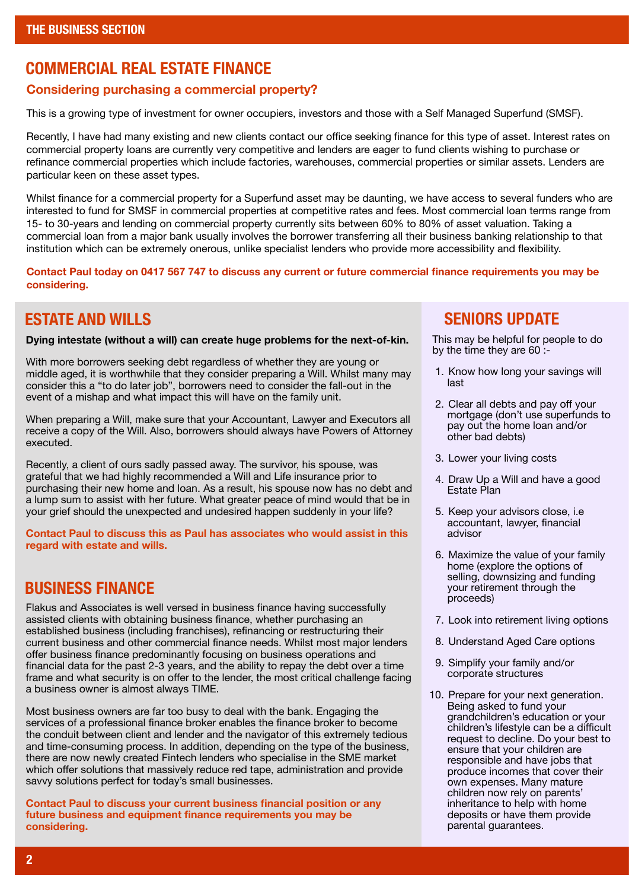## COMMERCIAL REAL ESTATE FINANCE

### Considering purchasing a commercial property?

This is a growing type of investment for owner occupiers, investors and those with a Self Managed Superfund (SMSF).

Recently, I have had many existing and new clients contact our office seeking finance for this type of asset. Interest rates on commercial property loans are currently very competitive and lenders are eager to fund clients wishing to purchase or refinance commercial properties which include factories, warehouses, commercial properties or similar assets. Lenders are particular keen on these asset types.

Whilst finance for a commercial property for a Superfund asset may be daunting, we have access to several funders who are interested to fund for SMSF in commercial properties at competitive rates and fees. Most commercial loan terms range from 15- to 30-years and lending on commercial property currently sits between 60% to 80% of asset valuation. Taking a commercial loan from a major bank usually involves the borrower transferring all their business banking relationship to that institution which can be extremely onerous, unlike specialist lenders who provide more accessibility and flexibility.

**Contact Paul today on 0417 567 747 to discuss any current or future commercial finance requirements you may be considering.**

## ESTATE AND WILLS

**Dying intestate (without a will) can create huge problems for the next-of-kin.**

With more borrowers seeking debt regardless of whether they are young or middle aged, it is worthwhile that they consider preparing a Will. Whilst many may consider this a "to do later job", borrowers need to consider the fall-out in the event of a mishap and what impact this will have on the family unit.

When preparing a Will, make sure that your Accountant, Lawyer and Executors all receive a copy of the Will. Also, borrowers should always have Powers of Attorney executed.

Recently, a client of ours sadly passed away. The survivor, his spouse, was grateful that we had highly recommended a Will and Life insurance prior to purchasing their new home and loan. As a result, his spouse now has no debt and a lump sum to assist with her future. What greater peace of mind would that be in your grief should the unexpected and undesired happen suddenly in your life?

**Contact Paul to discuss this as Paul has associates who would assist in this regard with estate and wills.**

## BUSINESS FINANCE

Flakus and Associates is well versed in business finance having successfully assisted clients with obtaining business finance, whether purchasing an established business (including franchises), refinancing or restructuring their current business and other commercial finance needs. Whilst most major lenders offer business finance predominantly focusing on business operations and financial data for the past 2-3 years, and the ability to repay the debt over a time frame and what security is on offer to the lender, the most critical challenge facing a business owner is almost always TIME.

Most business owners are far too busy to deal with the bank. Engaging the services of a professional finance broker enables the finance broker to become the conduit between client and lender and the navigator of this extremely tedious and time-consuming process. In addition, depending on the type of the business, there are now newly created Fintech lenders who specialise in the SME market which offer solutions that massively reduce red tape, administration and provide savvy solutions perfect for today's small businesses.

**Contact Paul to discuss your current business financial position or any future business and equipment finance requirements you may be considering.**

## SENIORS UPDATE

This may be helpful for people to do by the time they are 60 :-

1. Know how long your savings will last
2. Clear all debts and pay off your mortgage (don't use superfunds to pay out the home loan and/or other bad debts)
3. Lower your living costs
4. Draw Up a Will and have a good Estate Plan
5. Keep your advisors close, i.e accountant, lawyer, financial advisor
6. Maximize the value of your family home (explore the options of selling, downsizing and funding your retirement through the proceeds)
7. Look into retirement living options
8. Understand Aged Care options
9. Simplify your family and/or corporate structures
10. Prepare for your next generation. Being asked to fund your grandchildren's education or your children's lifestyle can be a difficult request to decline. Do your best to ensure that your children are responsible and have jobs that produce incomes that cover their own expenses. Many mature children now rely on parents' inheritance to help with home deposits or have them provide parental guarantees.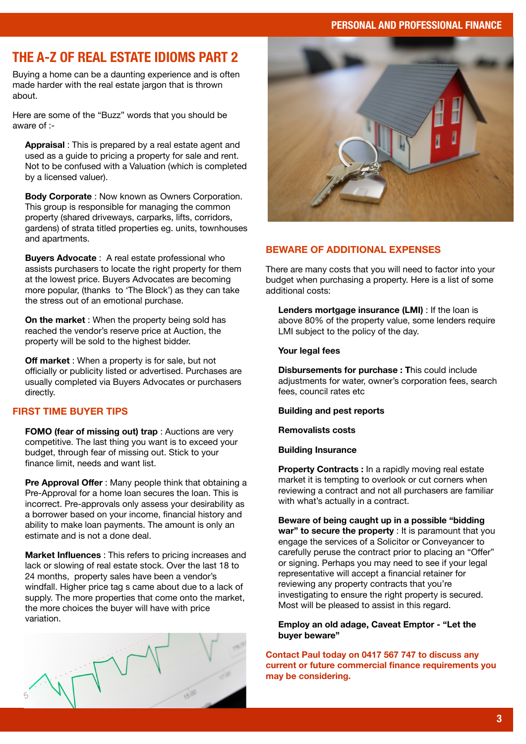# THE A-Z OF REAL ESTATE IDIOMS PART 2

Buying a home can be a daunting experience and is often made harder with the real estate jargon that is thrown about.

Here are some of the "Buzz" words that you should be aware of :-

**Appraisal** : This is prepared by a real estate agent and used as a guide to pricing a property for sale and rent. Not to be confused with a Valuation (which is completed by a licensed valuer).

**Body Corporate** : Now known as Owners Corporation. This group is responsible for managing the common property (shared driveways, carparks, lifts, corridors, gardens) of strata titled properties eg. units, townhouses and apartments.

**Buyers Advocate** : A real estate professional who assists purchasers to locate the right property for them at the lowest price. Buyers Advocates are becoming more popular, (thanks to 'The Block') as they can take the stress out of an emotional purchase.

**On the market** : When the property being sold has reached the vendor's reserve price at Auction, the property will be sold to the highest bidder.

**Off market** : When a property is for sale, but not officially or publicity listed or advertised. Purchases are usually completed via Buyers Advocates or purchasers directly.

## FIRST TIME BUYER TIPS

**FOMO (fear of missing out) trap** : Auctions are very competitive. The last thing you want is to exceed your budget, through fear of missing out. Stick to your finance limit, needs and want list.

**Pre Approval Offer** : Many people think that obtaining a Pre-Approval for a home loan secures the loan. This is incorrect. Pre-approvals only assess your desirability as a borrower based on your income, financial history and ability to make loan payments. The amount is only an estimate and is not a done deal.

**Market Influences** : This refers to pricing increases and lack or slowing of real estate stock. Over the last 18 to 24 months, property sales have been a vendor's windfall. Higher price tag s came about due to a lack of supply. The more properties that come onto the market, the more choices the buyer will have with price variation.

## BEWARE OF ADDITIONAL EXPENSES

There are many costs that you will need to factor into your budget when purchasing a property. Here is a list of some additional costs:

**Lenders mortgage insurance (LMI)** : If the loan is above 80% of the property value, some lenders require LMI subject to the policy of the day.

**Your legal fees**

**Disbursements for purchase : T**his could include adjustments for water, owner's corporation fees, search fees, council rates etc

**Building and pest reports**

**Removalists costs**

**Building Insurance**

**Property Contracts :** In a rapidly moving real estate market it is tempting to overlook or cut corners when reviewing a contract and not all purchasers are familiar with what's actually in a contract.

**Beware of being caught up in a possible "bidding war" to secure the property** : It is paramount that you engage the services of a Solicitor or Conveyancer to carefully peruse the contract prior to placing an "Offer" or signing. Perhaps you may need to see if your legal representative will accept a financial retainer for reviewing any property contracts that you're investigating to ensure the right property is secured. Most will be pleased to assist in this regard.

**Employ an old adage, Caveat Emptor - "Let the buyer beware"**

**Contact Paul today on 0417 567 747 to discuss any current or future commercial finance requirements you may be considering.**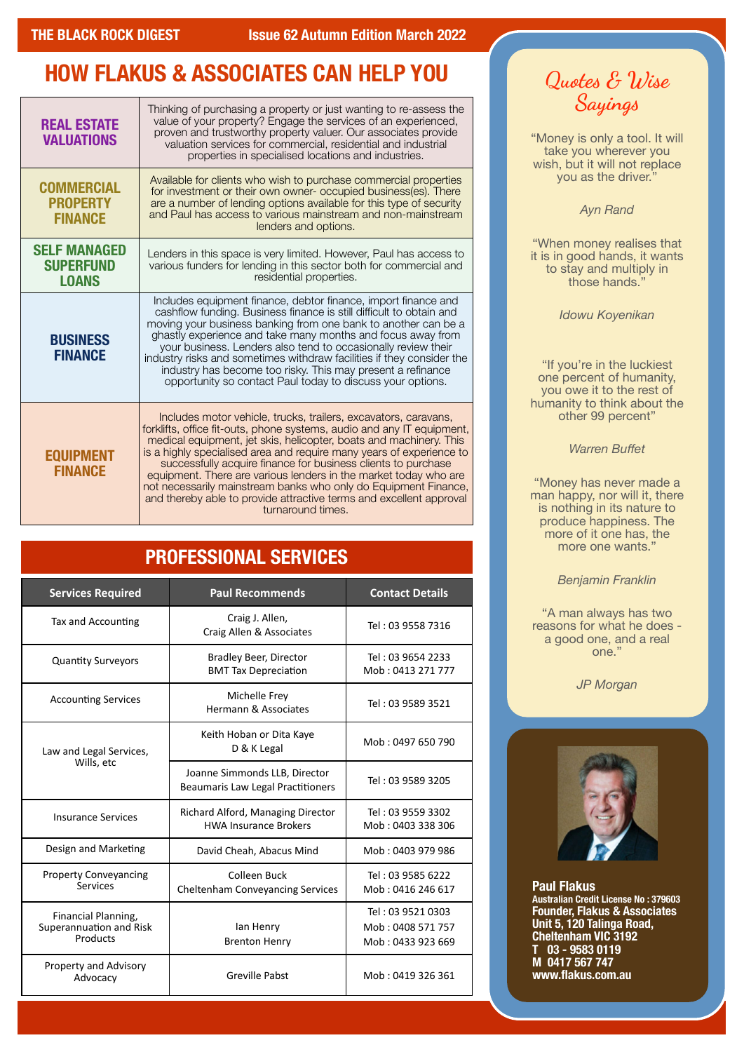# HOW FLAKUS & ASSOCIATES CAN HELP YOU

| | |
|---|---|
| **REAL ESTATE VALUATIONS** | Thinking of purchasing a property or just wanting to re-assess the value of your property? Engage the services of an experienced, proven and trustworthy property valuer. Our associates provide valuation services for commercial, residential and industrial properties in specialised locations and industries. |
| **COMMERCIAL PROPERTY FINANCE** | Available for clients who wish to purchase commercial properties for investment or their own owner- occupied business(es). There are a number of lending options available for this type of security and Paul has access to various mainstream and non-mainstream lenders and options. |
| **SELF MANAGED SUPERFUND LOANS** | Lenders in this space is very limited. However, Paul has access to various funders for lending in this sector both for commercial and residential properties. |
| **BUSINESS FINANCE** | Includes equipment finance, debtor finance, import finance and cashflow funding. Business finance is still difficult to obtain and moving your business banking from one bank to another can be a ghastly experience and take many months and focus away from your business. Lenders also tend to occasionally review their industry risks and sometimes withdraw facilities if they consider the industry has become too risky. This may present a refinance opportunity so contact Paul today to discuss your options. |
| **EQUIPMENT FINANCE** | Includes motor vehicle, trucks, trailers, excavators, caravans, forklifts, office fit-outs, phone systems, audio and any IT equipment, medical equipment, jet skis, helicopter, boats and machinery. This is a highly specialised area and require many years of experience to successfully acquire finance for business clients to purchase equipment. There are various lenders in the market today who are not necessarily mainstream banks who only do Equipment Finance, and thereby able to provide attractive terms and excellent approval turnaround times. |

## PROFESSIONAL SERVICES

| Services Required | Paul Recommends | Contact Details |
|---|---|---|
| Tax and Accounting | Craig J. Allen, Craig Allen & Associates | Tel : 03 9558 7316 |
| Quantity Surveyors | Bradley Beer, Director BMT Tax Depreciation | Tel : 03 9654 2233 Mob : 0413 271 777 |
| Accounting Services | Michelle Frey Hermann & Associates | Tel : 03 9589 3521 |
| Law and Legal Services, Wills, etc | Keith Hoban or Dita Kaye D & K Legal | Mob : 0497 650 790 |
| | Joanne Simmonds LLB, Director Beaumaris Law Legal Practitioners | Tel : 03 9589 3205 |
| Insurance Services | Richard Alford, Managing Director HWA Insurance Brokers | Tel : 03 9559 3302 Mob : 0403 338 306 |
| Design and Marketing | David Cheah, Abacus Mind | Mob : 0403 979 986 |
| Property Conveyancing Services | Colleen Buck Cheltenham Conveyancing Services | Tel : 03 9585 6222 Mob : 0416 246 617 |
| Financial Planning, Superannuation and Risk Products | Ian Henry Brenton Henry | Tel : 03 9521 0303 Mob : 0408 571 757 Mob : 0433 923 669 |
| Property and Advisory Advocacy | Greville Pabst | Mob : 0419 326 361 |

## Quotes & Wise Sayings

"Money is only a tool. It will take you wherever you wish, but it will not replace you as the driver."

*Ayn Rand*

"When money realises that it is in good hands, it wants to stay and multiply in those hands."

*Idowu Koyenikan*

"If you're in the luckiest one percent of humanity, you owe it to the rest of humanity to think about the other 99 percent"

*Warren Buffet*

"Money has never made a man happy, nor will it, there is nothing in its nature to produce happiness. The more of it one has, the more one wants."

*Benjamin Franklin*

"A man always has two reasons for what he does - a good one, and a real one."

*JP Morgan*

**Paul Flakus**
Australian Credit License No : 379603
Founder, Flakus & Associates
Unit 5, 120 Talinga Road,
Cheltenham VIC 3192
T 03 - 9583 0119
M 0417 567 747
www.flakus.com.au